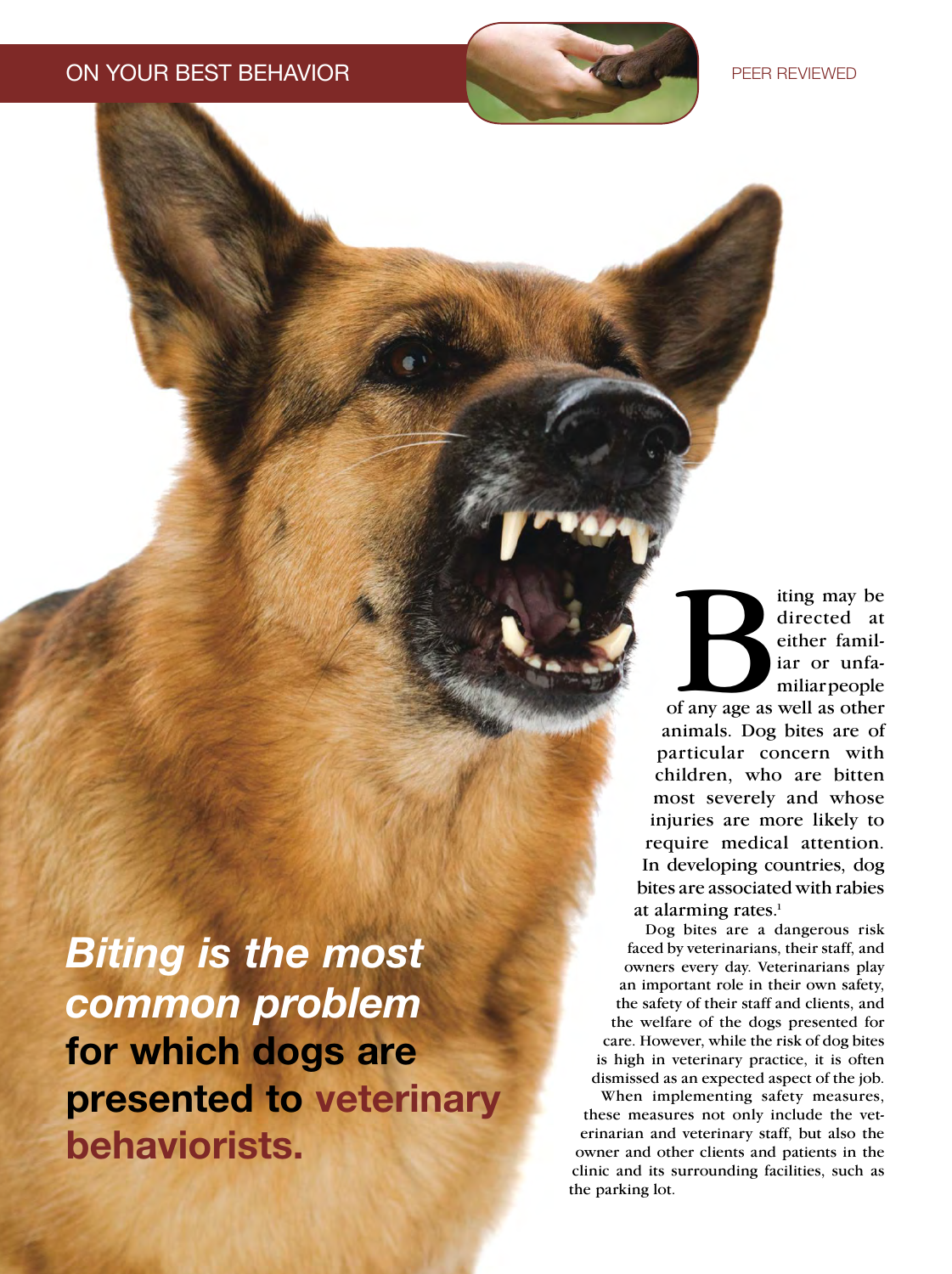**_Biting is the most common problem_ for which dogs are presented to veterinary behaviorists.**

Biting may be directed at either familiar or unfamiliar people of any age as well as other animals. Dog bites are of particular concern with children, who are bitten most severely and whose injuries are more likely to require medical attention. In developing countries, dog bites are associated with rabies at alarming rates.[1]

Dog bites are a dangerous risk faced by veterinarians, their staff, and owners every day. Veterinarians play an important role in their own safety, the safety of their staff and clients, and the welfare of the dogs presented for care. However, while the risk of dog bites is high in veterinary practice, it is often dismissed as an expected aspect of the job. When implementing safety measures, these measures not only include the veterinarian and veterinary staff, but also the owner and other clients and patients in the clinic and its surrounding facilities, such as the parking lot.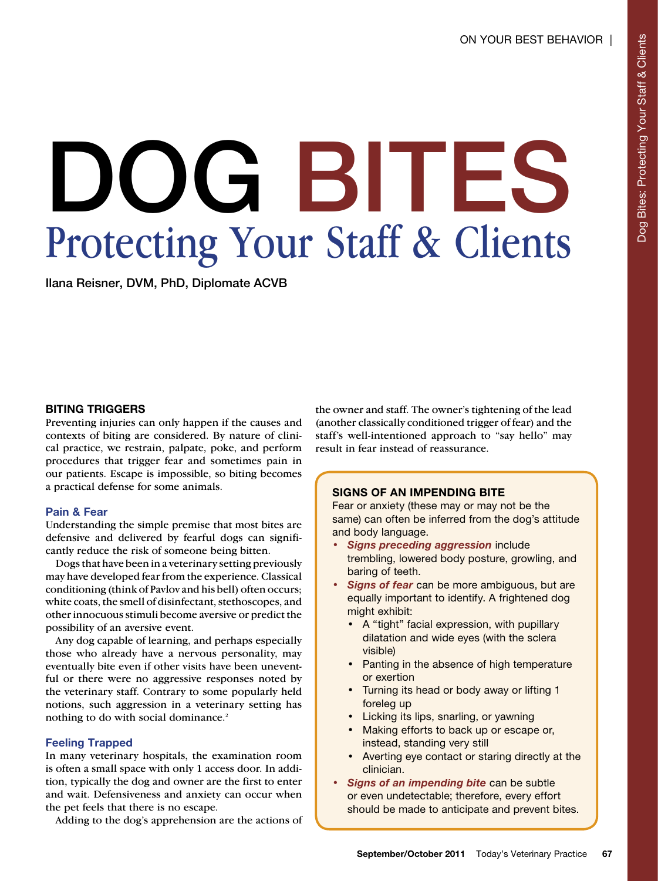# DOG BITES

## Protecting Your Staff & Clients

Ilana Reisner, DVM, PhD, Diplomate ACVB

### BITING TRIGGERS

Preventing injuries can only happen if the causes and contexts of biting are considered. By nature of clinical practice, we restrain, palpate, poke, and perform procedures that trigger fear and sometimes pain in our patients. Escape is impossible, so biting becomes a practical defense for some animals.

#### Pain & Fear

Understanding the simple premise that most bites are defensive and delivered by fearful dogs can significantly reduce the risk of someone being bitten.

Dogs that have been in a veterinary setting previously may have developed fear from the experience. Classical conditioning (think of Pavlov and his bell) often occurs; white coats, the smell of disinfectant, stethoscopes, and other innocuous stimuli become aversive or predict the possibility of an aversive event.

Any dog capable of learning, and perhaps especially those who already have a nervous personality, may eventually bite even if other visits have been uneventful or there were no aggressive responses noted by the veterinary staff. Contrary to some popularly held notions, such aggression in a veterinary setting has nothing to do with social dominance.[2]

#### Feeling Trapped

In many veterinary hospitals, the examination room is often a small space with only 1 access door. In addition, typically the dog and owner are the first to enter and wait. Defensiveness and anxiety can occur when the pet feels that there is no escape.

Adding to the dog's apprehension are the actions of the owner and staff. The owner's tightening of the lead (another classically conditioned trigger of fear) and the staff's well-intentioned approach to "say hello" may result in fear instead of reassurance.

> **SIGNS OF AN IMPENDING BITE**
>
> Fear or anxiety (these may or may not be the same) can often be inferred from the dog's attitude and body language.
>
> - ***Signs preceding aggression*** include trembling, lowered body posture, growling, and baring of teeth.
> - ***Signs of fear*** can be more ambiguous, but are equally important to identify. A frightened dog might exhibit:
>   - A "tight" facial expression, with pupillary dilatation and wide eyes (with the sclera visible)
>   - Panting in the absence of high temperature or exertion
>   - Turning its head or body away or lifting 1 foreleg up
>   - Licking its lips, snarling, or yawning
>   - Making efforts to back up or escape or, instead, standing very still
>   - Averting eye contact or staring directly at the clinician.
> - ***Signs of an impending bite*** can be subtle or even undetectable; therefore, every effort should be made to anticipate and prevent bites.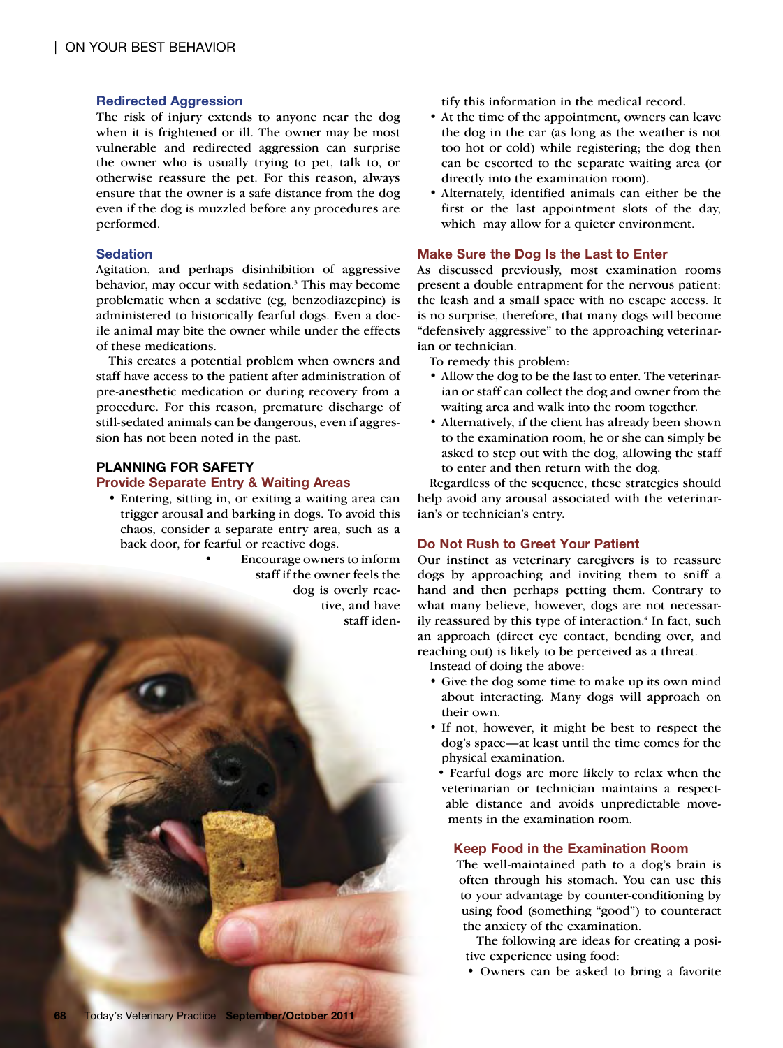### Redirected Aggression

The risk of injury extends to anyone near the dog when it is frightened or ill. The owner may be most vulnerable and redirected aggression can surprise the owner who is usually trying to pet, talk to, or otherwise reassure the pet. For this reason, always ensure that the owner is a safe distance from the dog even if the dog is muzzled before any procedures are performed.

### Sedation

Agitation, and perhaps disinhibition of aggressive behavior, may occur with sedation.[3] This may become problematic when a sedative (eg, benzodiazepine) is administered to historically fearful dogs. Even a docile animal may bite the owner while under the effects of these medications.

This creates a potential problem when owners and staff have access to the patient after administration of pre-anesthetic medication or during recovery from a procedure. For this reason, premature discharge of still-sedated animals can be dangerous, even if aggression has not been noted in the past.

## PLANNING FOR SAFETY

### Provide Separate Entry & Waiting Areas

- Entering, sitting in, or exiting a waiting area can trigger arousal and barking in dogs. To avoid this chaos, consider a separate entry area, such as a back door, for fearful or reactive dogs.
- Encourage owners to inform staff if the owner feels the dog is overly reactive, and have staff identify this information in the medical record.
- At the time of the appointment, owners can leave the dog in the car (as long as the weather is not too hot or cold) while registering; the dog then can be escorted to the separate waiting area (or directly into the examination room).
- Alternately, identified animals can either be the first or the last appointment slots of the day, which may allow for a quieter environment.

### Make Sure the Dog Is the Last to Enter

As discussed previously, most examination rooms present a double entrapment for the nervous patient: the leash and a small space with no escape access. It is no surprise, therefore, that many dogs will become "defensively aggressive" to the approaching veterinarian or technician.

To remedy this problem:

- Allow the dog to be the last to enter. The veterinarian or staff can collect the dog and owner from the waiting area and walk into the room together.
- Alternatively, if the client has already been shown to the examination room, he or she can simply be asked to step out with the dog, allowing the staff to enter and then return with the dog.

Regardless of the sequence, these strategies should help avoid any arousal associated with the veterinarian's or technician's entry.

### Do Not Rush to Greet Your Patient

Our instinct as veterinary caregivers is to reassure dogs by approaching and inviting them to sniff a hand and then perhaps petting them. Contrary to what many believe, however, dogs are not necessarily reassured by this type of interaction.[4] In fact, such an approach (direct eye contact, bending over, and reaching out) is likely to be perceived as a threat.

Instead of doing the above:

- Give the dog some time to make up its own mind about interacting. Many dogs will approach on their own.
- If not, however, it might be best to respect the dog's space—at least until the time comes for the physical examination.
- Fearful dogs are more likely to relax when the veterinarian or technician maintains a respectable distance and avoids unpredictable movements in the examination room.

### Keep Food in the Examination Room

The well-maintained path to a dog's brain is often through his stomach. You can use this to your advantage by counter-conditioning by using food (something "good") to counteract the anxiety of the examination.

The following are ideas for creating a positive experience using food:

- Owners can be asked to bring a favorite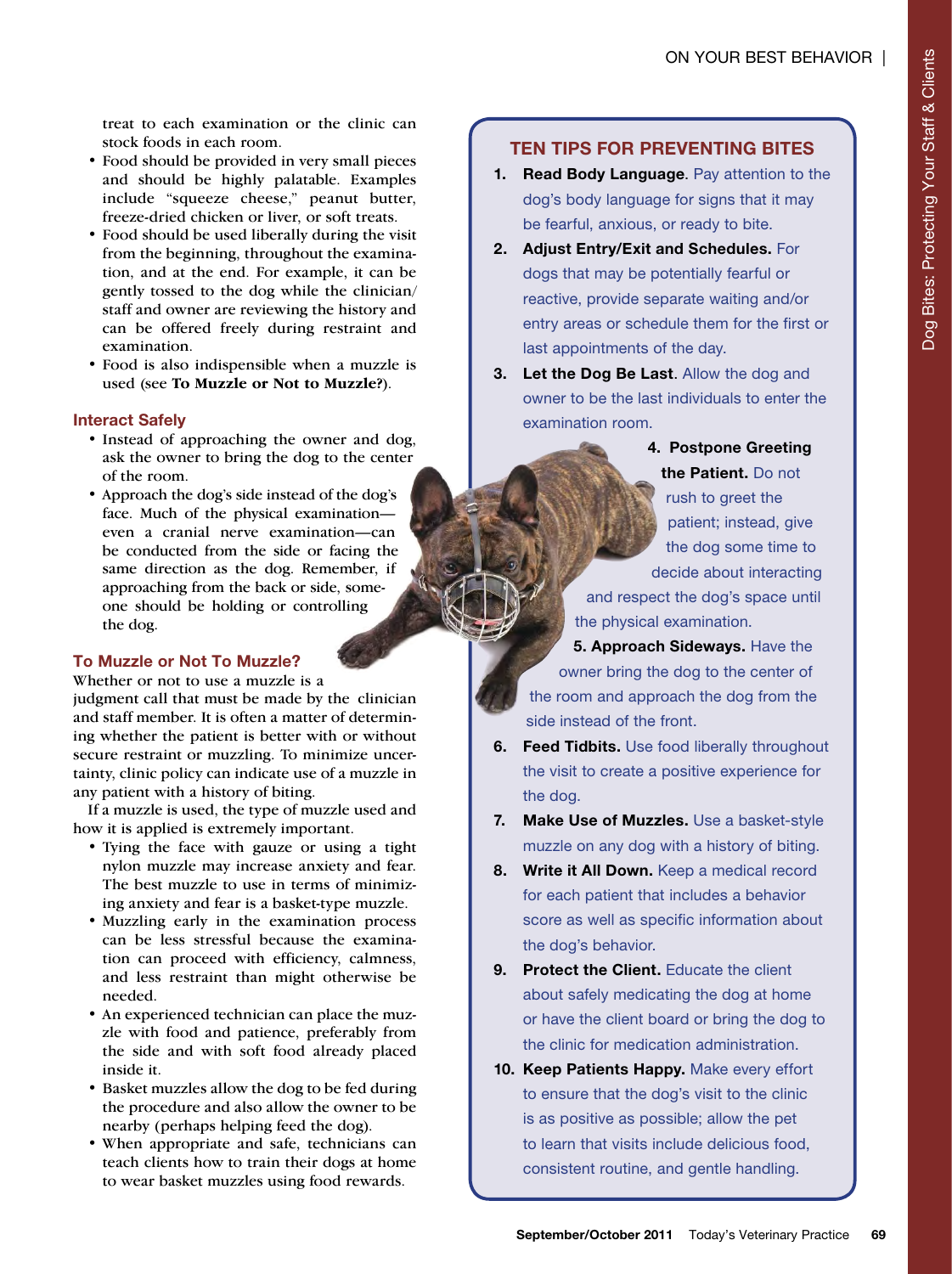treat to each examination or the clinic can stock foods in each room.

- Food should be provided in very small pieces and should be highly palatable. Examples include "squeeze cheese," peanut butter, freeze-dried chicken or liver, or soft treats.
- Food should be used liberally during the visit from the beginning, throughout the examination, and at the end. For example, it can be gently tossed to the dog while the clinician/staff and owner are reviewing the history and can be offered freely during restraint and examination.
- Food is also indispensible when a muzzle is used (see **To Muzzle or Not to Muzzle?**).

### Interact Safely

- Instead of approaching the owner and dog, ask the owner to bring the dog to the center of the room.
- Approach the dog's side instead of the dog's face. Much of the physical examination—even a cranial nerve examination—can be conducted from the side or facing the same direction as the dog. Remember, if approaching from the back or side, someone should be holding or controlling the dog.

### To Muzzle or Not To Muzzle?

Whether or not to use a muzzle is a judgment call that must be made by the clinician and staff member. It is often a matter of determining whether the patient is better with or without secure restraint or muzzling. To minimize uncertainty, clinic policy can indicate use of a muzzle in any patient with a history of biting.

If a muzzle is used, the type of muzzle used and how it is applied is extremely important.

- Tying the face with gauze or using a tight nylon muzzle may increase anxiety and fear. The best muzzle to use in terms of minimizing anxiety and fear is a basket-type muzzle.
- Muzzling early in the examination process can be less stressful because the examination can proceed with efficiency, calmness, and less restraint than might otherwise be needed.
- An experienced technician can place the muzzle with food and patience, preferably from the side and with soft food already placed inside it.
- Basket muzzles allow the dog to be fed during the procedure and also allow the owner to be nearby (perhaps helping feed the dog).
- When appropriate and safe, technicians can teach clients how to train their dogs at home to wear basket muzzles using food rewards.

### TEN TIPS FOR PREVENTING BITES

1. **Read Body Language**. Pay attention to the dog's body language for signs that it may be fearful, anxious, or ready to bite.
2. **Adjust Entry/Exit and Schedules.** For dogs that may be potentially fearful or reactive, provide separate waiting and/or entry areas or schedule them for the first or last appointments of the day.
3. **Let the Dog Be Last**. Allow the dog and owner to be the last individuals to enter the examination room.
4. **Postpone Greeting the Patient.** Do not rush to greet the patient; instead, give the dog some time to decide about interacting and respect the dog's space until the physical examination.
5. **Approach Sideways.** Have the owner bring the dog to the center of the room and approach the dog from the side instead of the front.
6. **Feed Tidbits.** Use food liberally throughout the visit to create a positive experience for the dog.
7. **Make Use of Muzzles.** Use a basket-style muzzle on any dog with a history of biting.
8. **Write it All Down.** Keep a medical record for each patient that includes a behavior score as well as specific information about the dog's behavior.
9. **Protect the Client.** Educate the client about safely medicating the dog at home or have the client board or bring the dog to the clinic for medication administration.
10. **Keep Patients Happy.** Make every effort to ensure that the dog's visit to the clinic is as positive as possible; allow the pet to learn that visits include delicious food, consistent routine, and gentle handling.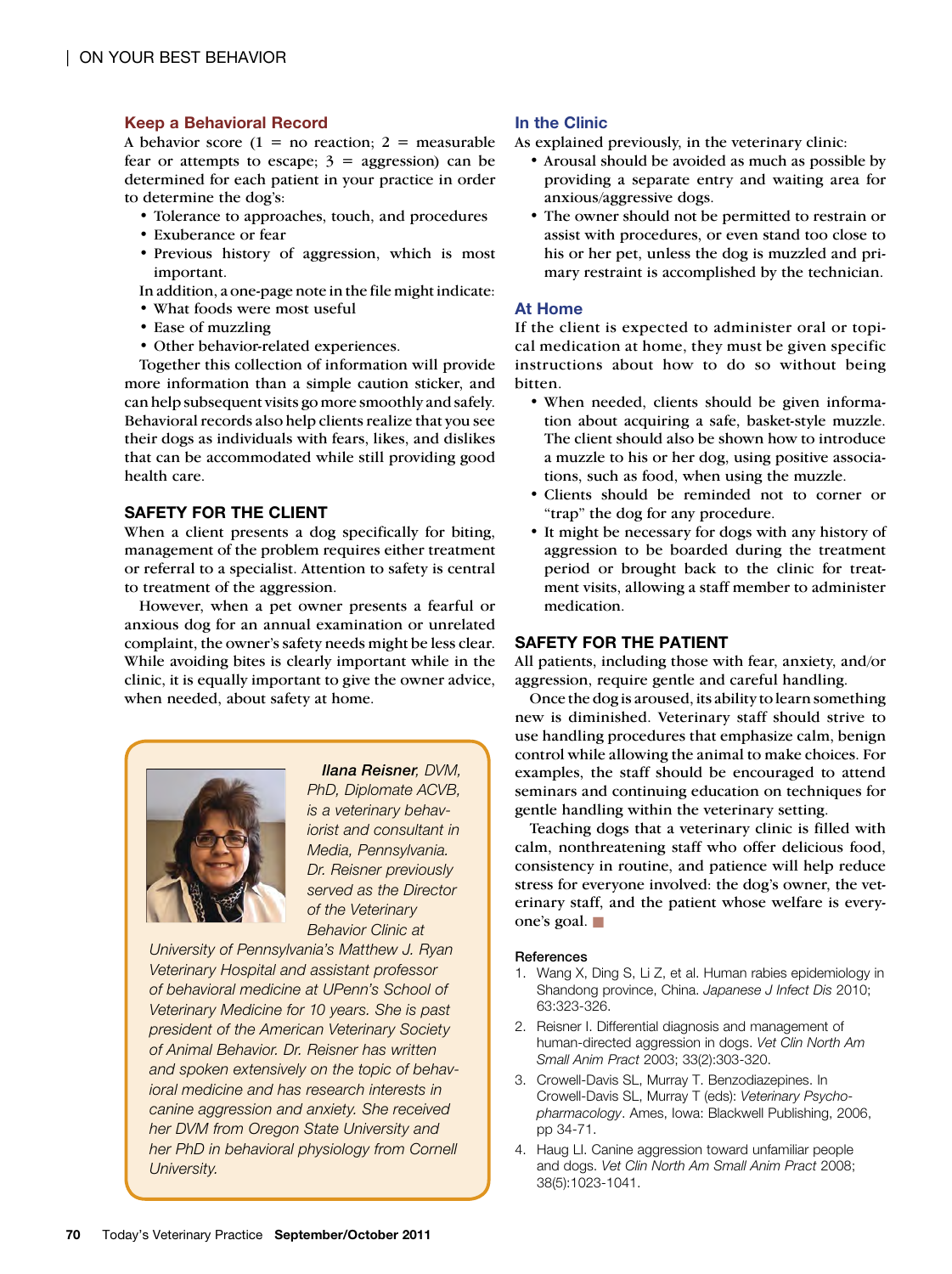### Keep a Behavioral Record

A behavior score (1 = no reaction; 2 = measurable fear or attempts to escape; 3 = aggression) can be determined for each patient in your practice in order to determine the dog's:

- Tolerance to approaches, touch, and procedures
- Exuberance or fear
- Previous history of aggression, which is most important.

In addition, a one-page note in the file might indicate:

- What foods were most useful
- Ease of muzzling
- Other behavior-related experiences.

Together this collection of information will provide more information than a simple caution sticker, and can help subsequent visits go more smoothly and safely. Behavioral records also help clients realize that you see their dogs as individuals with fears, likes, and dislikes that can be accommodated while still providing good health care.

## SAFETY FOR THE CLIENT

When a client presents a dog specifically for biting, management of the problem requires either treatment or referral to a specialist. Attention to safety is central to treatment of the aggression.

However, when a pet owner presents a fearful or anxious dog for an annual examination or unrelated complaint, the owner's safety needs might be less clear. While avoiding bites is clearly important while in the clinic, it is equally important to give the owner advice, when needed, about safety at home.

*__Ilana Reisner__, DVM, PhD, Diplomate ACVB, is a veterinary behaviorist and consultant in Media, Pennsylvania. Dr. Reisner previously served as the Director of the Veterinary Behavior Clinic at University of Pennsylvania's Matthew J. Ryan Veterinary Hospital and assistant professor of behavioral medicine at UPenn's School of Veterinary Medicine for 10 years. She is past president of the American Veterinary Society of Animal Behavior. Dr. Reisner has written and spoken extensively on the topic of behavioral medicine and has research interests in canine aggression and anxiety. She received her DVM from Oregon State University and her PhD in behavioral physiology from Cornell University.*

### In the Clinic

As explained previously, in the veterinary clinic:

- Arousal should be avoided as much as possible by providing a separate entry and waiting area for anxious/aggressive dogs.
- The owner should not be permitted to restrain or assist with procedures, or even stand too close to his or her pet, unless the dog is muzzled and primary restraint is accomplished by the technician.

### At Home

If the client is expected to administer oral or topical medication at home, they must be given specific instructions about how to do so without being bitten.

- When needed, clients should be given information about acquiring a safe, basket-style muzzle. The client should also be shown how to introduce a muzzle to his or her dog, using positive associations, such as food, when using the muzzle.
- Clients should be reminded not to corner or "trap" the dog for any procedure.
- It might be necessary for dogs with any history of aggression to be boarded during the treatment period or brought back to the clinic for treatment visits, allowing a staff member to administer medication.

## SAFETY FOR THE PATIENT

All patients, including those with fear, anxiety, and/or aggression, require gentle and careful handling.

Once the dog is aroused, its ability to learn something new is diminished. Veterinary staff should strive to use handling procedures that emphasize calm, benign control while allowing the animal to make choices. For examples, the staff should be encouraged to attend seminars and continuing education on techniques for gentle handling within the veterinary setting.

Teaching dogs that a veterinary clinic is filled with calm, nonthreatening staff who offer delicious food, consistency in routine, and patience will help reduce stress for everyone involved: the dog's owner, the veterinary staff, and the patient whose welfare is everyone's goal. ■

#### References

1. Wang X, Ding S, Li Z, et al. Human rabies epidemiology in Shandong province, China. *Japanese J Infect Dis* 2010; 63:323-326.
2. Reisner I. Differential diagnosis and management of human-directed aggression in dogs. *Vet Clin North Am Small Anim Pract* 2003; 33(2):303-320.
3. Crowell-Davis SL, Murray T. Benzodiazepines. In Crowell-Davis SL, Murray T (eds): *Veterinary Psychopharmacology*. Ames, Iowa: Blackwell Publishing, 2006, pp 34-71.
4. Haug LI. Canine aggression toward unfamiliar people and dogs. *Vet Clin North Am Small Anim Pract* 2008; 38(5):1023-1041.